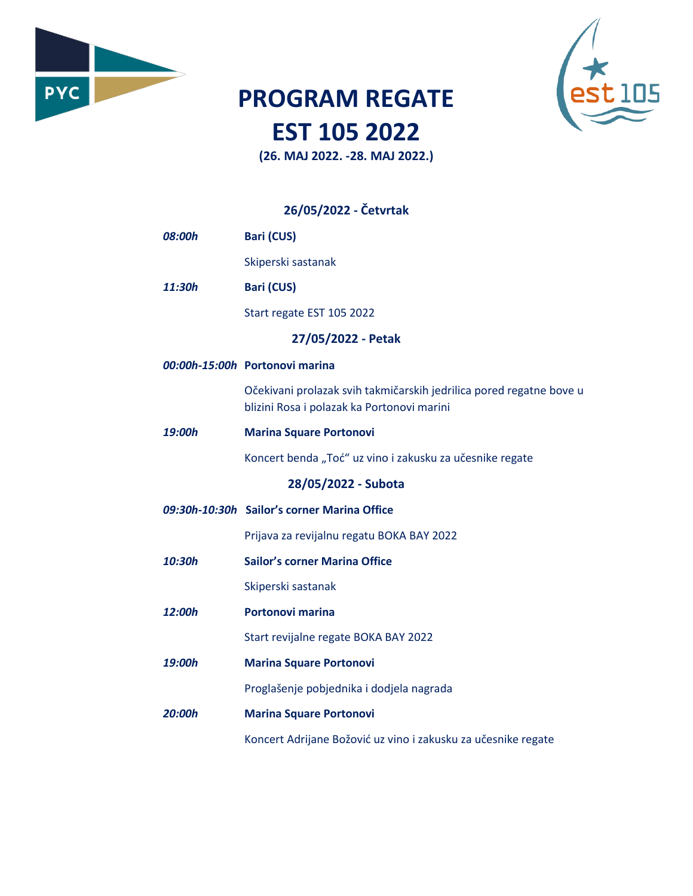# PROGRAM REGATE EST 105 2022

**(26. MAJ 2022. -28. MAJ 2022.)**

### 26/05/2022 - Četvrtak

***08:00h*** **Bari (CUS)**

Skiperski sastanak

***11:30h*** **Bari (CUS)**

Start regate EST 105 2022

### 27/05/2022 - Petak

***00:00h-15:00h*** **Portonovi marina**

Očekivani prolazak svih takmičarskih jedrilica pored regatne bove u blizini Rosa i polazak ka Portonovi marini

***19:00h*** **Marina Square Portonovi**

Koncert benda „Toć“ uz vino i zakusku za učesnike regate

### 28/05/2022 - Subota

***09:30h-10:30h*** **Sailor's corner Marina Office**

Prijava za revijalnu regatu BOKA BAY 2022

***10:30h*** **Sailor's corner Marina Office**

Skiperski sastanak

***12:00h*** **Portonovi marina**

Start revijalne regate BOKA BAY 2022

***19:00h*** **Marina Square Portonovi**

Proglašenje pobjednika i dodjela nagrada

***20:00h*** **Marina Square Portonovi**

Koncert Adrijane Božović uz vino i zakusku za učesnike regate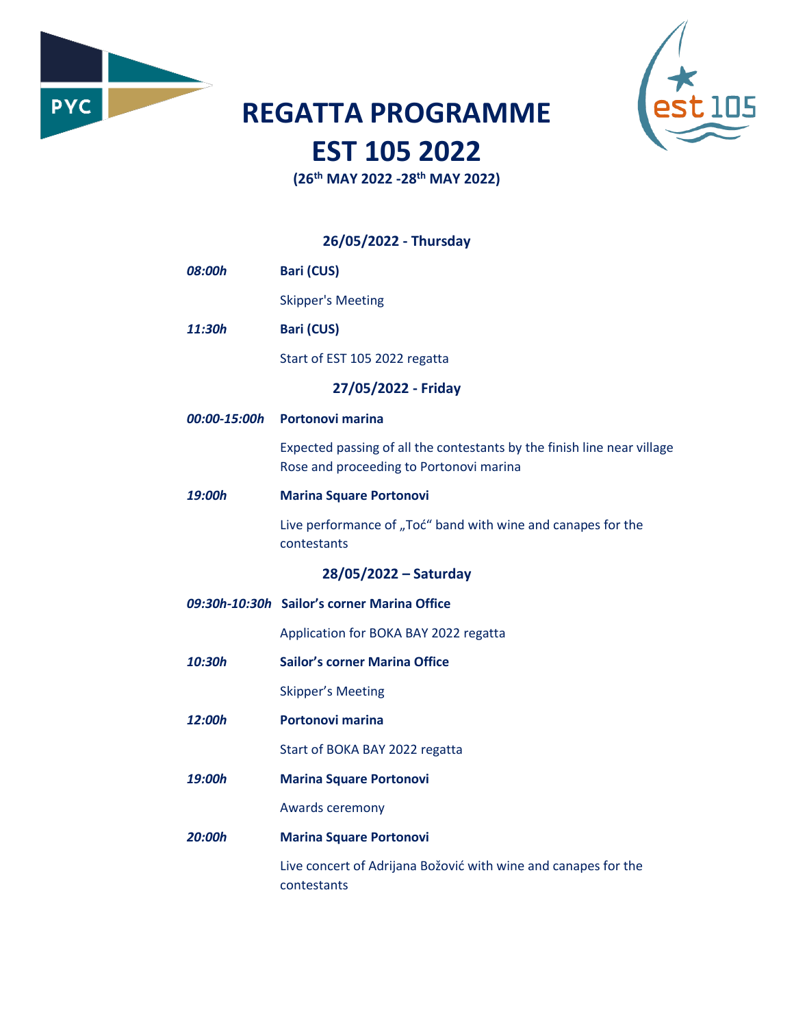# REGATTA PROGRAMME

# EST 105 2022

**(26th MAY 2022 -28th MAY 2022)**

### 26/05/2022 - Thursday

***08:00h*** **Bari (CUS)**

Skipper's Meeting

***11:30h*** **Bari (CUS)**

Start of EST 105 2022 regatta

### 27/05/2022 - Friday

***00:00-15:00h*** **Portonovi marina**

Expected passing of all the contestants by the finish line near village Rose and proceeding to Portonovi marina

***19:00h*** **Marina Square Portonovi**

Live performance of „Toć" band with wine and canapes for the contestants

### 28/05/2022 – Saturday

***09:30h-10:30h*** **Sailor's corner Marina Office**

Application for BOKA BAY 2022 regatta

***10:30h*** **Sailor's corner Marina Office**

Skipper's Meeting

***12:00h*** **Portonovi marina**

Start of BOKA BAY 2022 regatta

***19:00h*** **Marina Square Portonovi**

Awards ceremony

***20:00h*** **Marina Square Portonovi**

Live concert of Adrijana Božović with wine and canapes for the contestants